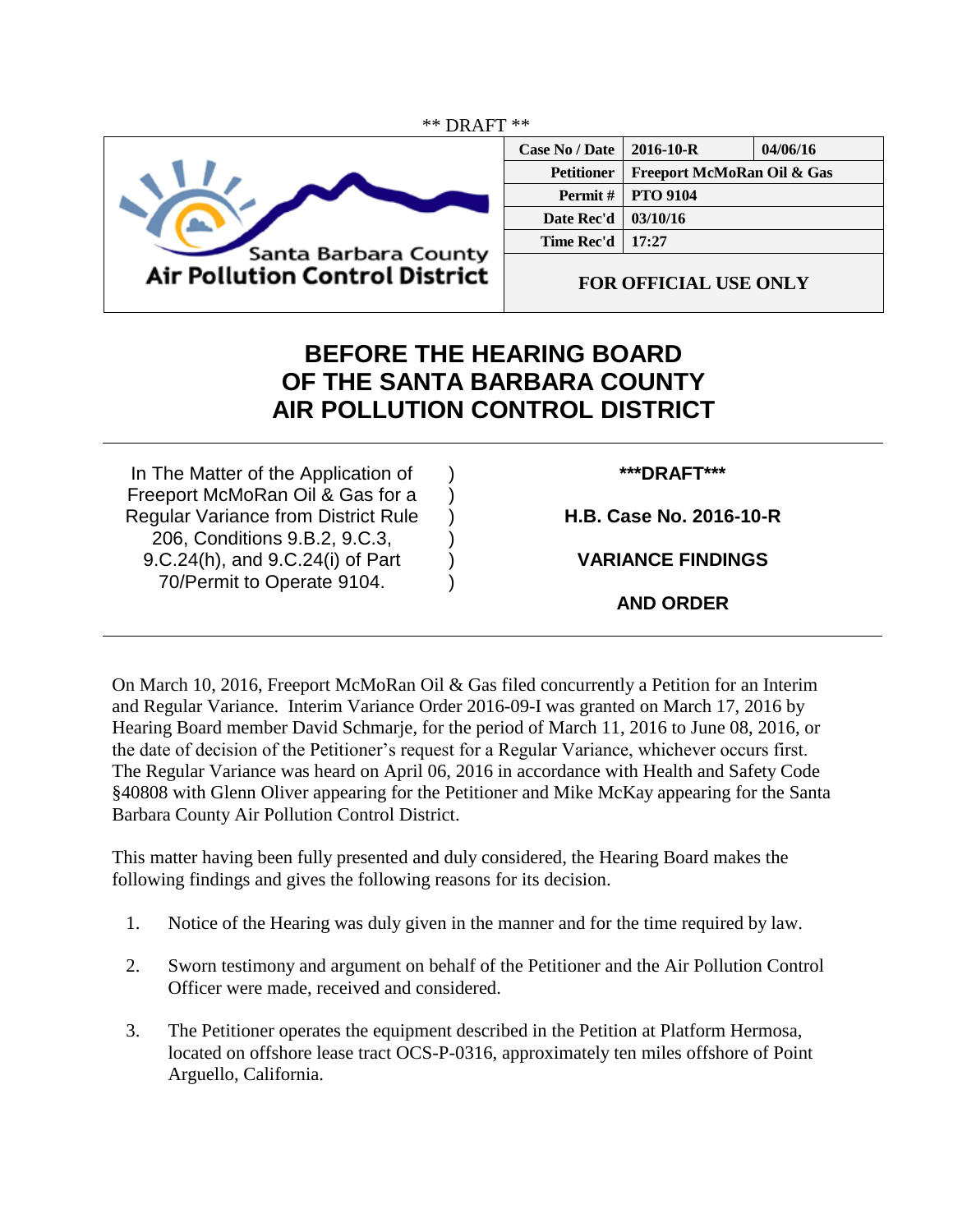** DRAFT **

Santa Barbara County
Air Pollution Control District

| Case No / Date | 2016-10-R | 04/06/16 |
|---|---|---|
| Petitioner | Freeport McMoRan Oil & Gas | |
| Permit # | PTO 9104 | |
| Date Rec'd | 03/10/16 | |
| Time Rec'd | 17:27 | |
| FOR OFFICIAL USE ONLY | | |

# BEFORE THE HEARING BOARD OF THE SANTA BARBARA COUNTY AIR POLLUTION CONTROL DISTRICT

In The Matter of the Application of Freeport McMoRan Oil & Gas for a Regular Variance from District Rule 206, Conditions 9.B.2, 9.C.3, 9.C.24(h), and 9.C.24(i) of Part 70/Permit to Operate 9104.

**\*\*\*DRAFT\*\*\***

**H.B. Case No. 2016-10-R**

**VARIANCE FINDINGS**

**AND ORDER**

On March 10, 2016, Freeport McMoRan Oil & Gas filed concurrently a Petition for an Interim and Regular Variance. Interim Variance Order 2016-09-I was granted on March 17, 2016 by Hearing Board member David Schmarje, for the period of March 11, 2016 to June 08, 2016, or the date of decision of the Petitioner's request for a Regular Variance, whichever occurs first. The Regular Variance was heard on April 06, 2016 in accordance with Health and Safety Code §40808 with Glenn Oliver appearing for the Petitioner and Mike McKay appearing for the Santa Barbara County Air Pollution Control District.

This matter having been fully presented and duly considered, the Hearing Board makes the following findings and gives the following reasons for its decision.

1. Notice of the Hearing was duly given in the manner and for the time required by law.

2. Sworn testimony and argument on behalf of the Petitioner and the Air Pollution Control Officer were made, received and considered.

3. The Petitioner operates the equipment described in the Petition at Platform Hermosa, located on offshore lease tract OCS-P-0316, approximately ten miles offshore of Point Arguello, California.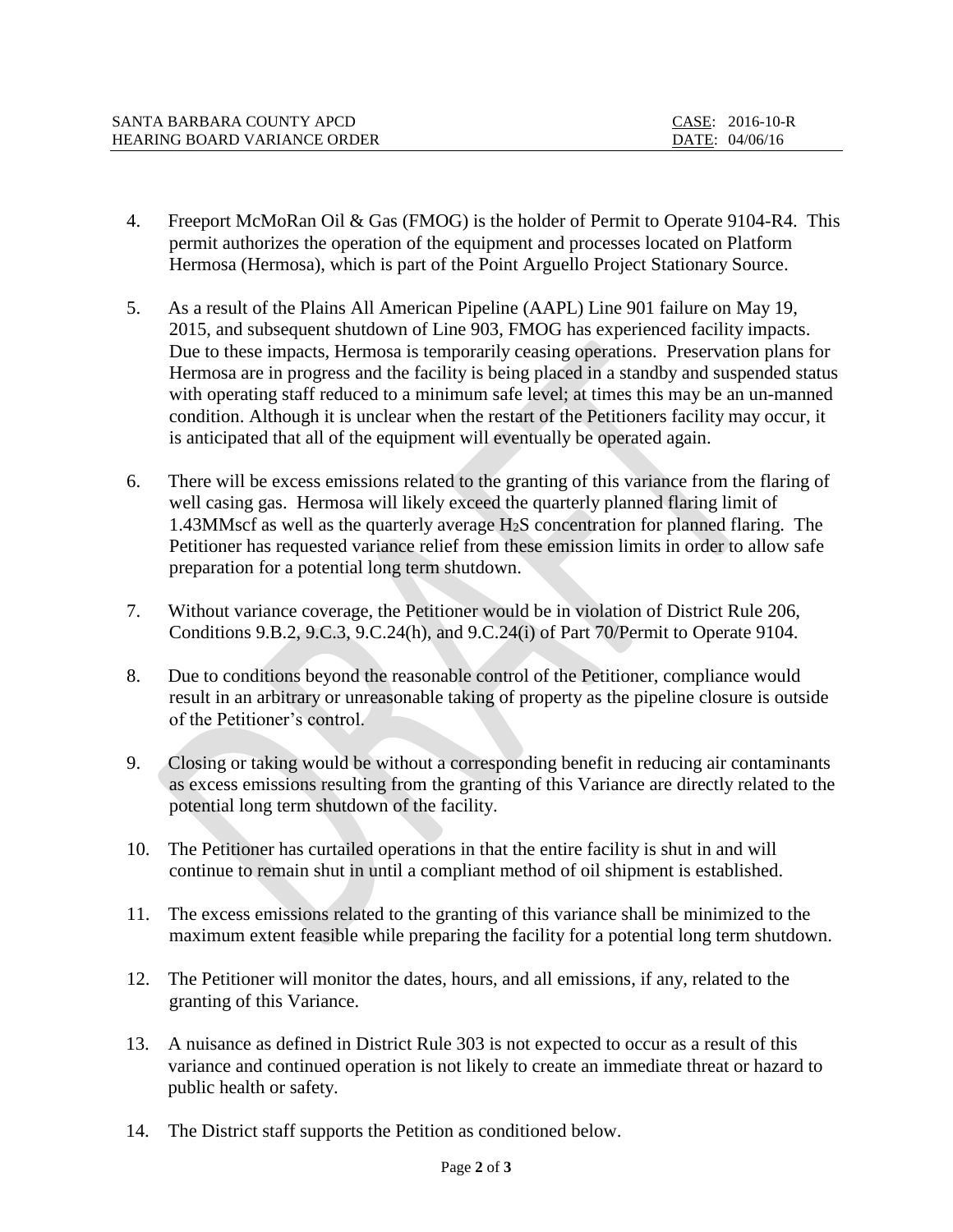4. Freeport McMoRan Oil & Gas (FMOG) is the holder of Permit to Operate 9104-R4. This permit authorizes the operation of the equipment and processes located on Platform Hermosa (Hermosa), which is part of the Point Arguello Project Stationary Source.

5. As a result of the Plains All American Pipeline (AAPL) Line 901 failure on May 19, 2015, and subsequent shutdown of Line 903, FMOG has experienced facility impacts. Due to these impacts, Hermosa is temporarily ceasing operations. Preservation plans for Hermosa are in progress and the facility is being placed in a standby and suspended status with operating staff reduced to a minimum safe level; at times this may be an un-manned condition. Although it is unclear when the restart of the Petitioners facility may occur, it is anticipated that all of the equipment will eventually be operated again.

6. There will be excess emissions related to the granting of this variance from the flaring of well casing gas. Hermosa will likely exceed the quarterly planned flaring limit of 1.43MMscf as well as the quarterly average $H_2S$ concentration for planned flaring. The Petitioner has requested variance relief from these emission limits in order to allow safe preparation for a potential long term shutdown.

7. Without variance coverage, the Petitioner would be in violation of District Rule 206, Conditions 9.B.2, 9.C.3, 9.C.24(h), and 9.C.24(i) of Part 70/Permit to Operate 9104.

8. Due to conditions beyond the reasonable control of the Petitioner, compliance would result in an arbitrary or unreasonable taking of property as the pipeline closure is outside of the Petitioner's control.

9. Closing or taking would be without a corresponding benefit in reducing air contaminants as excess emissions resulting from the granting of this Variance are directly related to the potential long term shutdown of the facility.

10. The Petitioner has curtailed operations in that the entire facility is shut in and will continue to remain shut in until a compliant method of oil shipment is established.

11. The excess emissions related to the granting of this variance shall be minimized to the maximum extent feasible while preparing the facility for a potential long term shutdown.

12. The Petitioner will monitor the dates, hours, and all emissions, if any, related to the granting of this Variance.

13. A nuisance as defined in District Rule 303 is not expected to occur as a result of this variance and continued operation is not likely to create an immediate threat or hazard to public health or safety.

14. The District staff supports the Petition as conditioned below.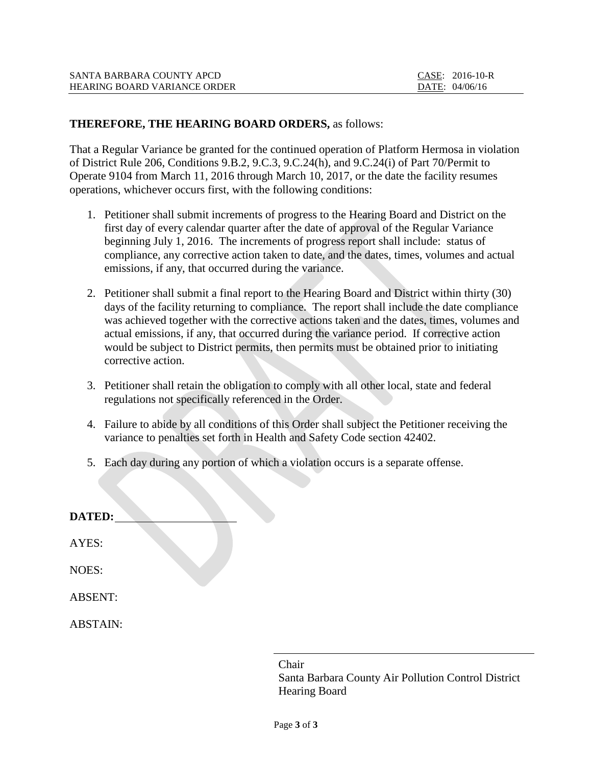**THEREFORE, THE HEARING BOARD ORDERS,** as follows:

That a Regular Variance be granted for the continued operation of Platform Hermosa in violation of District Rule 206, Conditions 9.B.2, 9.C.3, 9.C.24(h), and 9.C.24(i) of Part 70/Permit to Operate 9104 from March 11, 2016 through March 10, 2017, or the date the facility resumes operations, whichever occurs first, with the following conditions:

1. Petitioner shall submit increments of progress to the Hearing Board and District on the first day of every calendar quarter after the date of approval of the Regular Variance beginning July 1, 2016. The increments of progress report shall include: status of compliance, any corrective action taken to date, and the dates, times, volumes and actual emissions, if any, that occurred during the variance.

2. Petitioner shall submit a final report to the Hearing Board and District within thirty (30) days of the facility returning to compliance. The report shall include the date compliance was achieved together with the corrective actions taken and the dates, times, volumes and actual emissions, if any, that occurred during the variance period. If corrective action would be subject to District permits, then permits must be obtained prior to initiating corrective action.

3. Petitioner shall retain the obligation to comply with all other local, state and federal regulations not specifically referenced in the Order.

4. Failure to abide by all conditions of this Order shall subject the Petitioner receiving the variance to penalties set forth in Health and Safety Code section 42402.

5. Each day during any portion of which a violation occurs is a separate offense.

**DATED:** ____________________

AYES:

NOES:

ABSENT:

ABSTAIN:

______________________________

Chair
Santa Barbara County Air Pollution Control District
Hearing Board